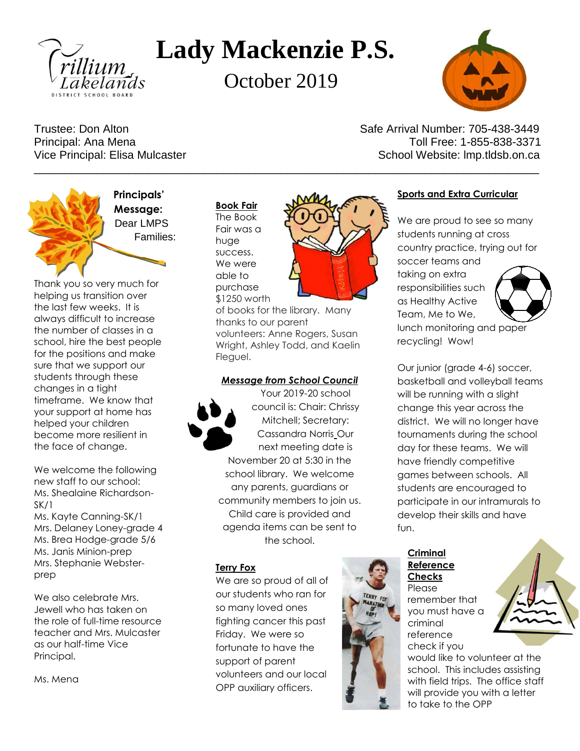# Lady Mackenzie P.S.

October 2019

Trustee: Don Alton
Principal: Ana Mena
Vice Principal: Elisa Mulcaster

Safe Arrival Number: 705-438-3449
Toll Free: 1-855-838-3371
School Website: lmp.tldsb.on.ca

---

## Principals' Message:

Dear LMPS Families:

Thank you so very much for helping us transition over the last few weeks. It is always difficult to increase the number of classes in a school, hire the best people for the positions and make sure that we support our students through these changes in a tight timeframe. We know that your support at home has helped your children become more resilient in the face of change.

We welcome the following new staff to our school:
Ms. Shealaine Richardson-SK/1
Ms. Kayte Canning-SK/1
Mrs. Delaney Loney-grade 4
Ms. Brea Hodge-grade 5/6
Ms. Janis Minion-prep
Mrs. Stephanie Webster-prep

We also celebrate Mrs. Jewell who has taken on the role of full-time resource teacher and Mrs. Mulcaster as our half-time Vice Principal.

Ms. Mena

## Book Fair

The Book Fair was a huge success. We were able to purchase $1250 worth of books for the library. Many thanks to our parent volunteers: Anne Rogers, Susan Wright, Ashley Todd, and Kaelin Fleguel.

## *Message from School Council*

Your 2019-20 school council is: Chair: Chrissy Mitchell; Secretary: Cassandra Norris Our next meeting date is November 20 at 5:30 in the school library. We welcome any parents, guardians or community members to join us. Child care is provided and agenda items can be sent to the school.

## Terry Fox

We are so proud of all of our students who ran for so many loved ones fighting cancer this past Friday. We were so fortunate to have the support of parent volunteers and our local OPP auxiliary officers.

## Sports and Extra Curricular

We are proud to see so many students running at cross country practice, trying out for soccer teams and taking on extra responsibilities such as Healthy Active Team, Me to We, lunch monitoring and paper recycling! Wow!

Our junior (grade 4-6) soccer, basketball and volleyball teams will be running with a slight change this year across the district. We will no longer have tournaments during the school day for these teams. We will have friendly competitive games between schools. All students are encouraged to participate in our intramurals to develop their skills and have fun.

## Criminal Reference Checks

Please remember that you must have a criminal reference check if you would like to volunteer at the school. This includes assisting with field trips. The office staff will provide you with a letter to take to the OPP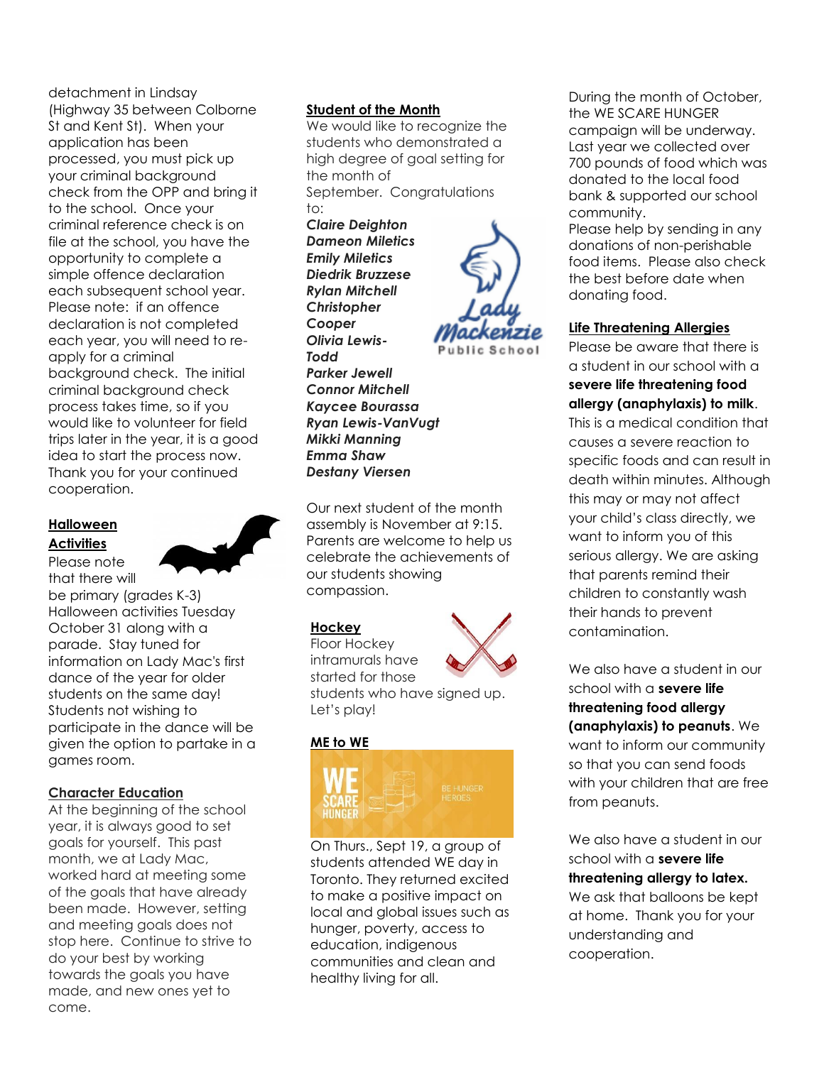detachment in Lindsay (Highway 35 between Colborne St and Kent St). When your application has been processed, you must pick up your criminal background check from the OPP and bring it to the school. Once your criminal reference check is on file at the school, you have the opportunity to complete a simple offence declaration each subsequent school year. Please note: if an offence declaration is not completed each year, you will need to re-apply for a criminal background check. The initial criminal background check process takes time, so if you would like to volunteer for field trips later in the year, it is a good idea to start the process now. Thank you for your continued cooperation.

## Halloween Activities

Please note that there will be primary (grades K-3) Halloween activities Tuesday October 31 along with a parade. Stay tuned for information on Lady Mac's first dance of the year for older students on the same day! Students not wishing to participate in the dance will be given the option to partake in a games room.

## Character Education

At the beginning of the school year, it is always good to set goals for yourself. This past month, we at Lady Mac, worked hard at meeting some of the goals that have already been made. However, setting and meeting goals does not stop here. Continue to strive to do your best by working towards the goals you have made, and new ones yet to come.

## Student of the Month

We would like to recognize the students who demonstrated a high degree of goal setting for the month of September. Congratulations to:

***Claire Deighton***
***Dameon Miletics***
***Emily Miletics***
***Diedrik Bruzzese***
***Rylan Mitchell***
***Christopher Cooper***
***Olivia Lewis-Todd***
***Parker Jewell***
***Connor Mitchell***
***Kaycee Bourassa***
***Ryan Lewis-VanVugt***
***Mikki Manning***
***Emma Shaw***
***Destany Viersen***

Our next student of the month assembly is November at 9:15. Parents are welcome to help us celebrate the achievements of our students showing compassion.

## Hockey

Floor Hockey intramurals have started for those students who have signed up. Let's play!

## ME to WE

On Thurs., Sept 19, a group of students attended WE day in Toronto. They returned excited to make a positive impact on local and global issues such as hunger, poverty, access to education, indigenous communities and clean and healthy living for all.

During the month of October, the WE SCARE HUNGER campaign will be underway. Last year we collected over 700 pounds of food which was donated to the local food bank & supported our school community.

Please help by sending in any donations of non-perishable food items. Please also check the best before date when donating food.

## Life Threatening Allergies

Please be aware that there is a student in our school with a **severe life threatening food allergy (anaphylaxis) to milk**. This is a medical condition that causes a severe reaction to specific foods and can result in death within minutes. Although this may or may not affect your child's class directly, we want to inform you of this serious allergy. We are asking that parents remind their children to constantly wash their hands to prevent contamination.

We also have a student in our school with a **severe life threatening food allergy (anaphylaxis) to peanuts**. We want to inform our community so that you can send foods with your children that are free from peanuts.

We also have a student in our school with a **severe life threatening allergy to latex.** We ask that balloons be kept at home. Thank you for your understanding and cooperation.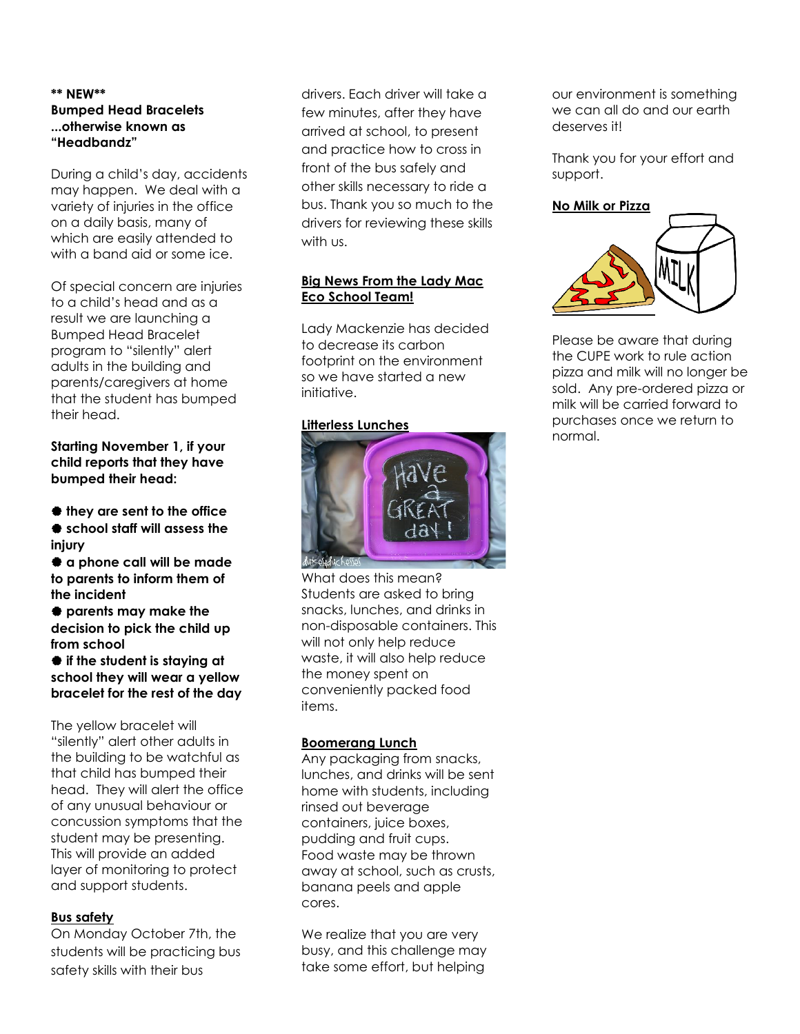**\*\* NEW\*\***
**Bumped Head Bracelets ...otherwise known as "Headbandz"**

During a child's day, accidents may happen. We deal with a variety of injuries in the office on a daily basis, many of which are easily attended to with a band aid or some ice.

Of special concern are injuries to a child's head and as a result we are launching a Bumped Head Bracelet program to "silently" alert adults in the building and parents/caregivers at home that the student has bumped their head.

**Starting November 1, if your child reports that they have bumped their head:**

- **they are sent to the office**
- **school staff will assess the injury**
- **a phone call will be made to parents to inform them of the incident**
- **parents may make the decision to pick the child up from school**
- **if the student is staying at school they will wear a yellow bracelet for the rest of the day**

The yellow bracelet will "silently" alert other adults in the building to be watchful as that child has bumped their head. They will alert the office of any unusual behaviour or concussion symptoms that the student may be presenting. This will provide an added layer of monitoring to protect and support students.

**Bus safety**

On Monday October 7th, the students will be practicing bus safety skills with their bus drivers. Each driver will take a few minutes, after they have arrived at school, to present and practice how to cross in front of the bus safely and other skills necessary to ride a bus. Thank you so much to the drivers for reviewing these skills with us.

**Big News From the Lady Mac Eco School Team!**

Lady Mackenzie has decided to decrease its carbon footprint on the environment so we have started a new initiative.

**Litterless Lunches**

What does this mean?
Students are asked to bring snacks, lunches, and drinks in non-disposable containers. This will not only help reduce waste, it will also help reduce the money spent on conveniently packed food items.

**Boomerang Lunch**

Any packaging from snacks, lunches, and drinks will be sent home with students, including rinsed out beverage containers, juice boxes, pudding and fruit cups.
Food waste may be thrown away at school, such as crusts, banana peels and apple cores.

We realize that you are very busy, and this challenge may take some effort, but helping our environment is something we can all do and our earth deserves it!

Thank you for your effort and support.

**No Milk or Pizza**

Please be aware that during the CUPE work to rule action pizza and milk will no longer be sold. Any pre-ordered pizza or milk will be carried forward to purchases once we return to normal.